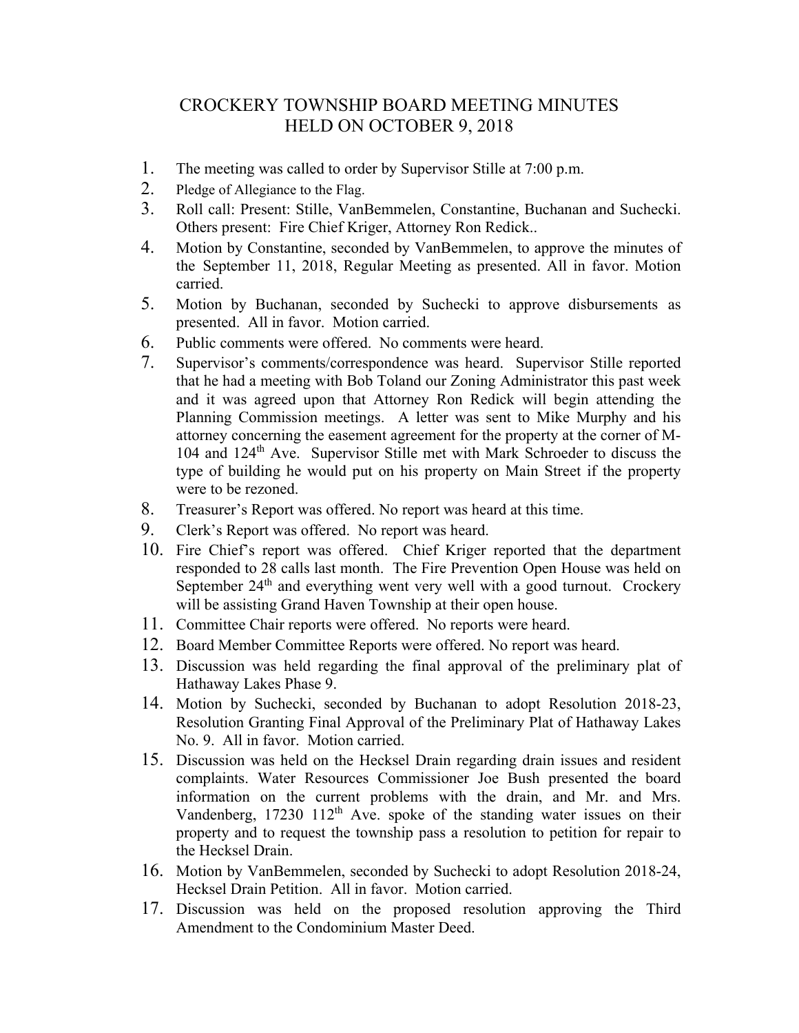# CROCKERY TOWNSHIP BOARD MEETING MINUTES
# HELD ON OCTOBER 9, 2018

1. The meeting was called to order by Supervisor Stille at 7:00 p.m.
2. Pledge of Allegiance to the Flag.
3. Roll call: Present: Stille, VanBemmelen, Constantine, Buchanan and Suchecki. Others present: Fire Chief Kriger, Attorney Ron Redick..
4. Motion by Constantine, seconded by VanBemmelen, to approve the minutes of the September 11, 2018, Regular Meeting as presented. All in favor. Motion carried.
5. Motion by Buchanan, seconded by Suchecki to approve disbursements as presented. All in favor. Motion carried.
6. Public comments were offered. No comments were heard.
7. Supervisor's comments/correspondence was heard. Supervisor Stille reported that he had a meeting with Bob Toland our Zoning Administrator this past week and it was agreed upon that Attorney Ron Redick will begin attending the Planning Commission meetings. A letter was sent to Mike Murphy and his attorney concerning the easement agreement for the property at the corner of M-104 and 124th Ave. Supervisor Stille met with Mark Schroeder to discuss the type of building he would put on his property on Main Street if the property were to be rezoned.
8. Treasurer's Report was offered. No report was heard at this time.
9. Clerk's Report was offered. No report was heard.
10. Fire Chief's report was offered. Chief Kriger reported that the department responded to 28 calls last month. The Fire Prevention Open House was held on September 24th and everything went very well with a good turnout. Crockery will be assisting Grand Haven Township at their open house.
11. Committee Chair reports were offered. No reports were heard.
12. Board Member Committee Reports were offered. No report was heard.
13. Discussion was held regarding the final approval of the preliminary plat of Hathaway Lakes Phase 9.
14. Motion by Suchecki, seconded by Buchanan to adopt Resolution 2018-23, Resolution Granting Final Approval of the Preliminary Plat of Hathaway Lakes No. 9. All in favor. Motion carried.
15. Discussion was held on the Hecksel Drain regarding drain issues and resident complaints. Water Resources Commissioner Joe Bush presented the board information on the current problems with the drain, and Mr. and Mrs. Vandenberg, 17230 112th Ave. spoke of the standing water issues on their property and to request the township pass a resolution to petition for repair to the Hecksel Drain.
16. Motion by VanBemmelen, seconded by Suchecki to adopt Resolution 2018-24, Hecksel Drain Petition. All in favor. Motion carried.
17. Discussion was held on the proposed resolution approving the Third Amendment to the Condominium Master Deed.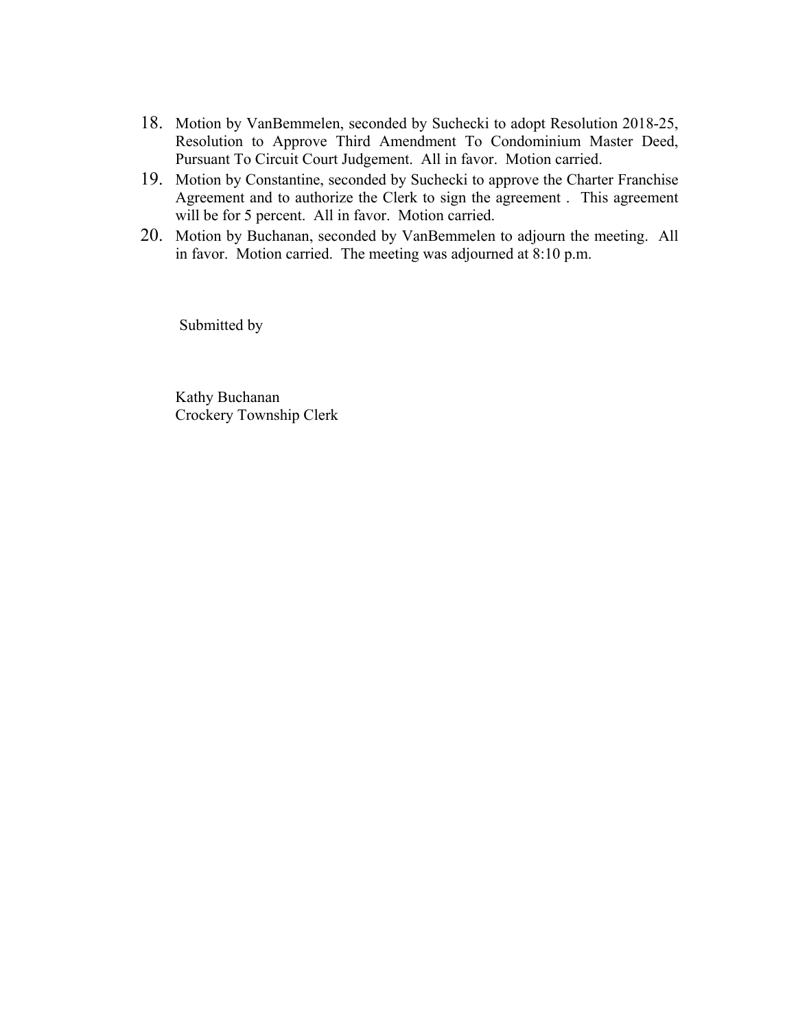18. Motion by VanBemmelen, seconded by Suchecki to adopt Resolution 2018-25, Resolution to Approve Third Amendment To Condominium Master Deed, Pursuant To Circuit Court Judgement. All in favor. Motion carried.
19. Motion by Constantine, seconded by Suchecki to approve the Charter Franchise Agreement and to authorize the Clerk to sign the agreement . This agreement will be for 5 percent. All in favor. Motion carried.
20. Motion by Buchanan, seconded by VanBemmelen to adjourn the meeting. All in favor. Motion carried. The meeting was adjourned at 8:10 p.m.

Submitted by

Kathy Buchanan
Crockery Township Clerk